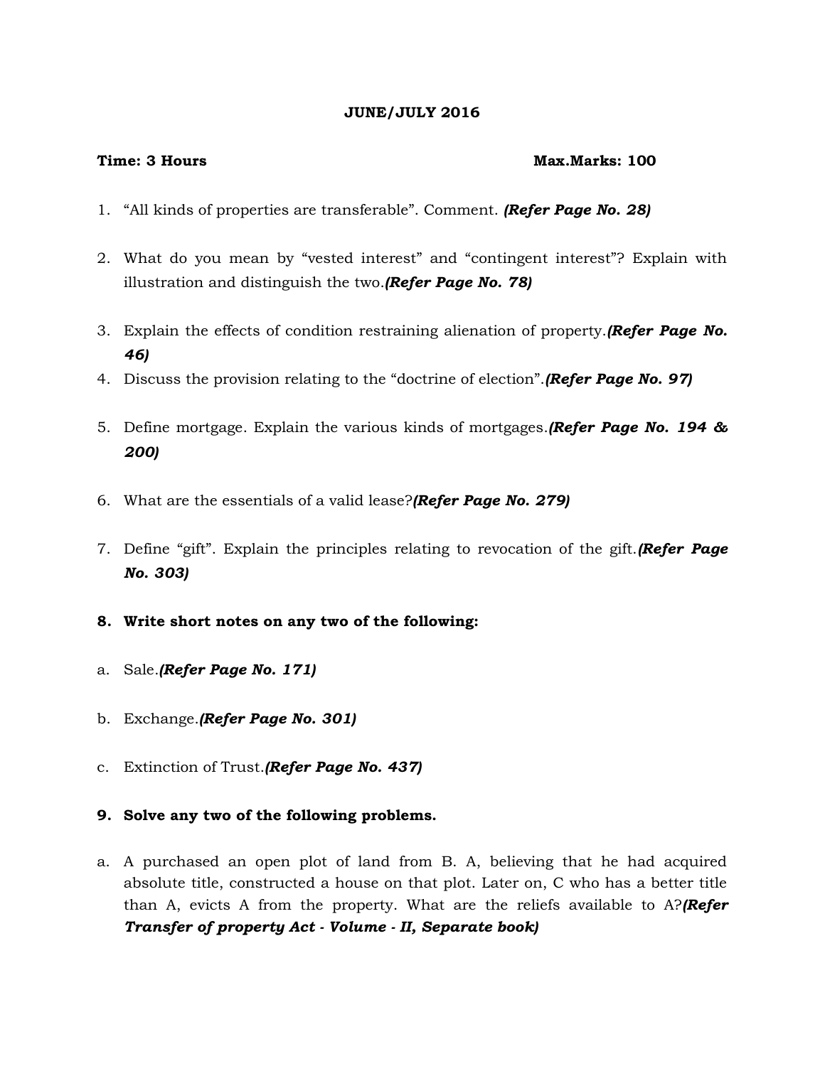**JUNE/JULY 2016**

**Time: 3 Hours** **Max.Marks: 100**

1. "All kinds of properties are transferable". Comment. ***(Refer Page No. 28)***

2. What do you mean by "vested interest" and "contingent interest"? Explain with illustration and distinguish the two.***(Refer Page No. 78)***

3. Explain the effects of condition restraining alienation of property.***(Refer Page No. 46)***
4. Discuss the provision relating to the "doctrine of election".***(Refer Page No. 97)***

5. Define mortgage. Explain the various kinds of mortgages.***(Refer Page No. 194 & 200)***

6. What are the essentials of a valid lease?***(Refer Page No. 279)***

7. Define "gift". Explain the principles relating to revocation of the gift.***(Refer Page No. 303)***

**8. Write short notes on any two of the following:**

a. Sale.***(Refer Page No. 171)***

b. Exchange.***(Refer Page No. 301)***

c. Extinction of Trust.***(Refer Page No. 437)***

**9. Solve any two of the following problems.**

a. A purchased an open plot of land from B. A, believing that he had acquired absolute title, constructed a house on that plot. Later on, C who has a better title than A, evicts A from the property. What are the reliefs available to A?***(Refer Transfer of property Act - Volume - II, Separate book)***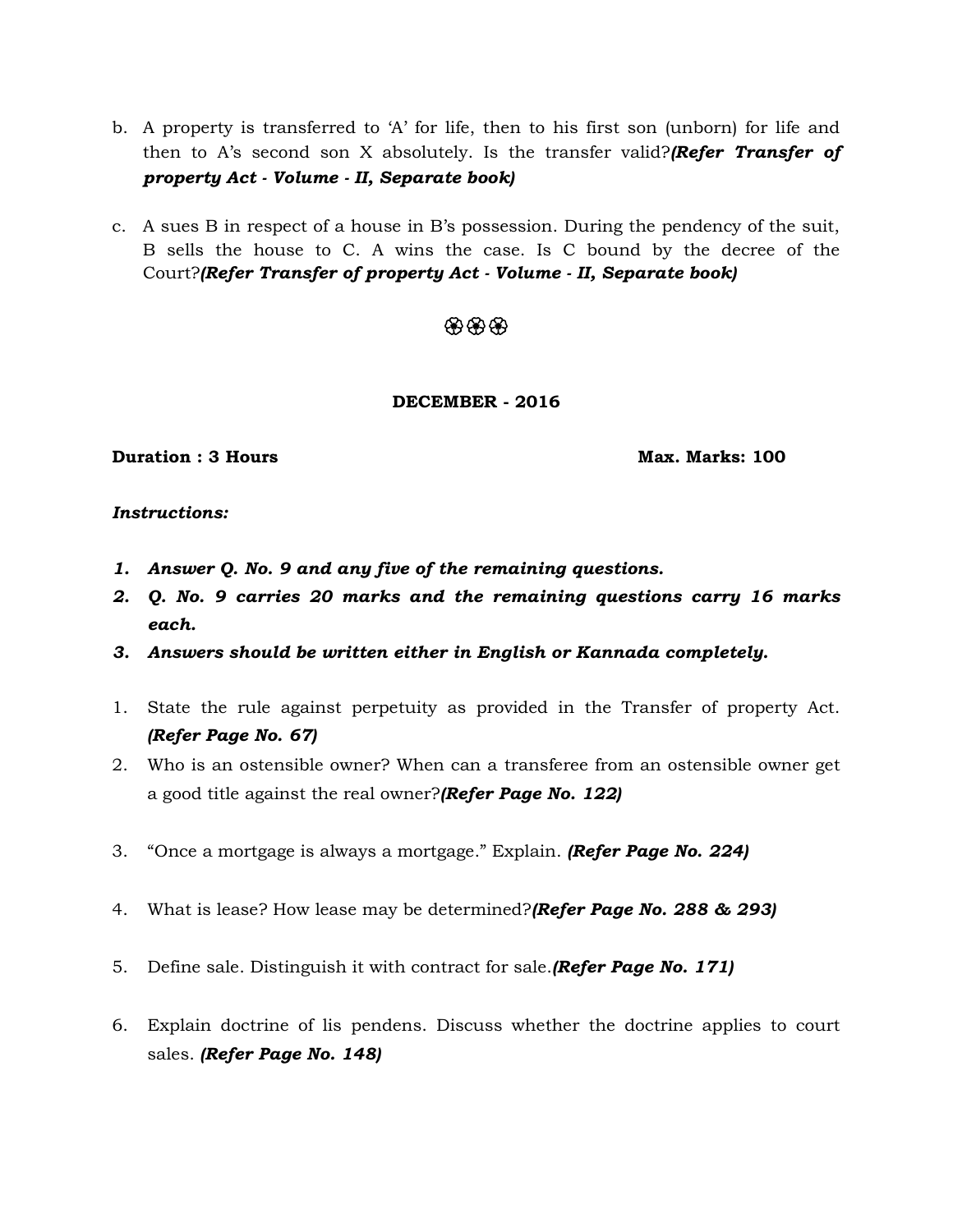b. A property is transferred to 'A' for life, then to his first son (unborn) for life and then to A's second son X absolutely. Is the transfer valid?***(Refer Transfer of property Act - Volume - II, Separate book)***

c. A sues B in respect of a house in B's possession. During the pendency of the suit, B sells the house to C. A wins the case. Is C bound by the decree of the Court?***(Refer Transfer of property Act - Volume - II, Separate book)***

❀❀❀

**DECEMBER - 2016**

**Duration : 3 Hours** **Max. Marks: 100**

***Instructions:***

1. ***Answer Q. No. 9 and any five of the remaining questions.***
2. ***Q. No. 9 carries 20 marks and the remaining questions carry 16 marks each.***
3. ***Answers should be written either in English or Kannada completely.***

1. State the rule against perpetuity as provided in the Transfer of property Act. ***(Refer Page No. 67)***
2. Who is an ostensible owner? When can a transferee from an ostensible owner get a good title against the real owner?***(Refer Page No. 122)***
3. "Once a mortgage is always a mortgage." Explain. ***(Refer Page No. 224)***
4. What is lease? How lease may be determined?***(Refer Page No. 288 & 293)***
5. Define sale. Distinguish it with contract for sale.***(Refer Page No. 171)***
6. Explain doctrine of lis pendens. Discuss whether the doctrine applies to court sales. ***(Refer Page No. 148)***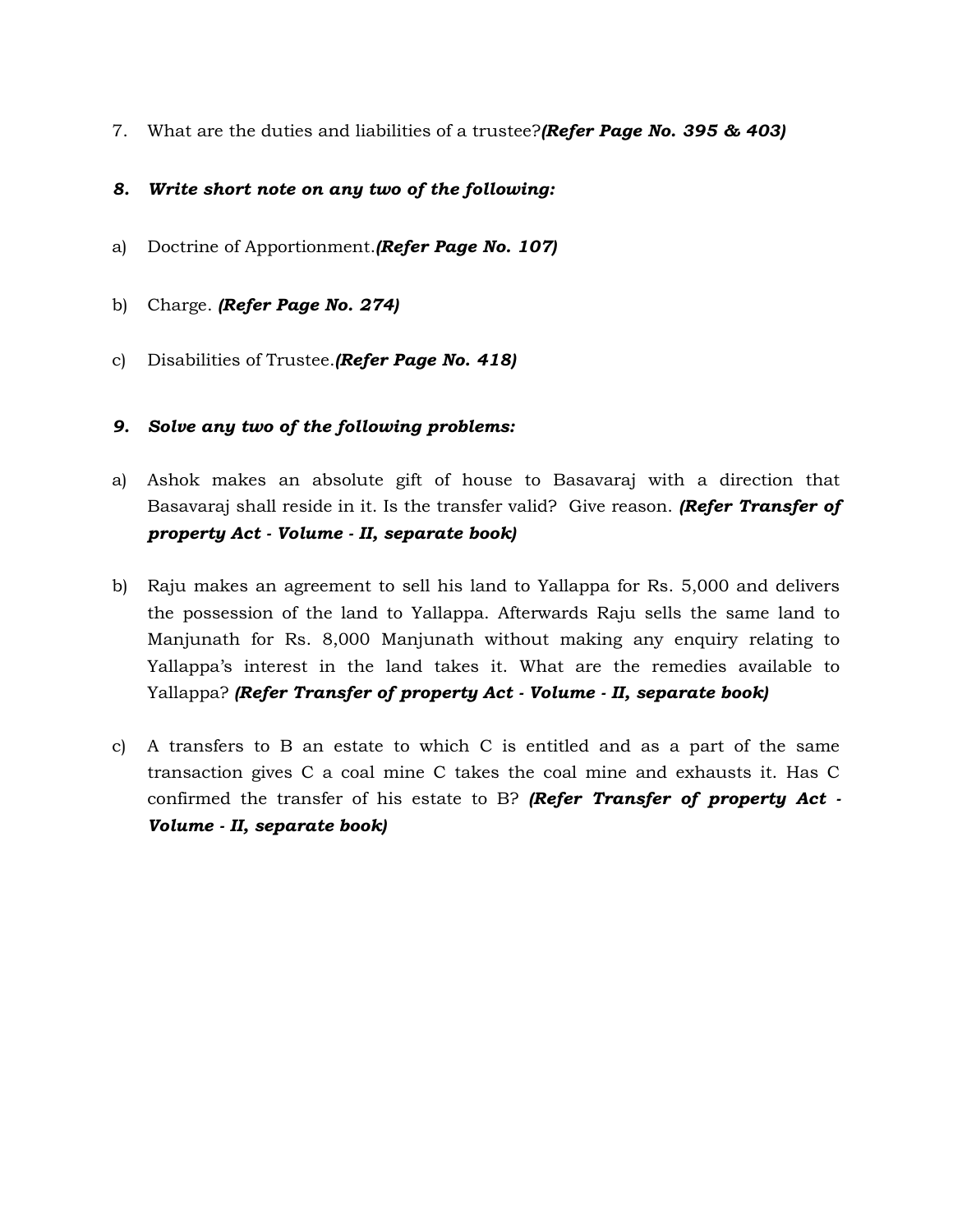7. What are the duties and liabilities of a trustee?***(Refer Page No. 395 & 403)***

***8. Write short note on any two of the following:***

a) Doctrine of Apportionment.***(Refer Page No. 107)***

b) Charge. ***(Refer Page No. 274)***

c) Disabilities of Trustee.***(Refer Page No. 418)***

***9. Solve any two of the following problems:***

a) Ashok makes an absolute gift of house to Basavaraj with a direction that Basavaraj shall reside in it. Is the transfer valid? Give reason. ***(Refer Transfer of property Act - Volume - II, separate book)***

b) Raju makes an agreement to sell his land to Yallappa for Rs. 5,000 and delivers the possession of the land to Yallappa. Afterwards Raju sells the same land to Manjunath for Rs. 8,000 Manjunath without making any enquiry relating to Yallappa's interest in the land takes it. What are the remedies available to Yallappa? ***(Refer Transfer of property Act - Volume - II, separate book)***

c) A transfers to B an estate to which C is entitled and as a part of the same transaction gives C a coal mine C takes the coal mine and exhausts it. Has C confirmed the transfer of his estate to B? ***(Refer Transfer of property Act - Volume - II, separate book)***